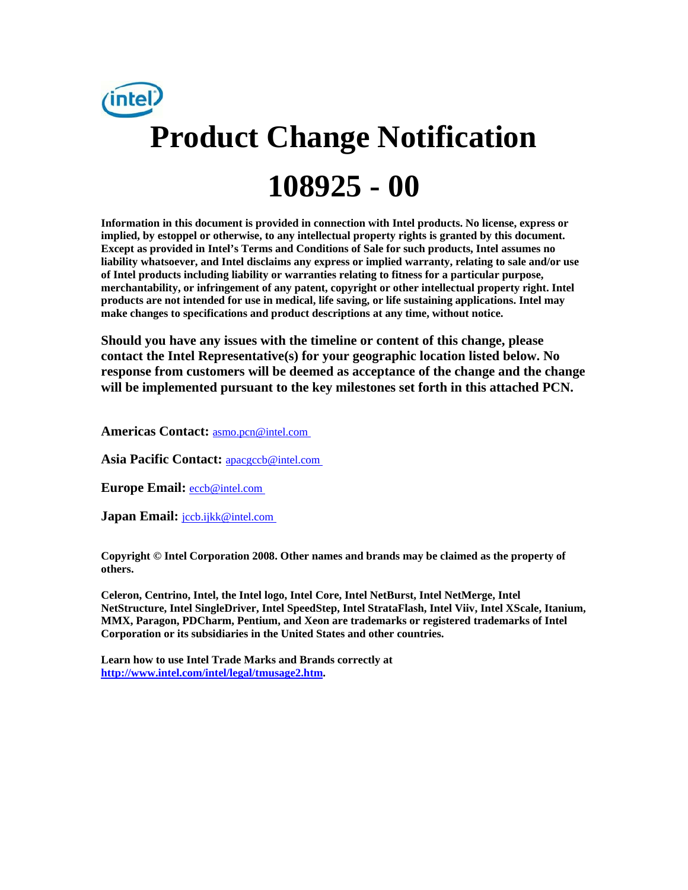# Product Change Notification

# 108925 - 00

**Information in this document is provided in connection with Intel products. No license, express or implied, by estoppel or otherwise, to any intellectual property rights is granted by this document. Except as provided in Intel's Terms and Conditions of Sale for such products, Intel assumes no liability whatsoever, and Intel disclaims any express or implied warranty, relating to sale and/or use of Intel products including liability or warranties relating to fitness for a particular purpose, merchantability, or infringement of any patent, copyright or other intellectual property right. Intel products are not intended for use in medical, life saving, or life sustaining applications. Intel may make changes to specifications and product descriptions at any time, without notice.**

**Should you have any issues with the timeline or content of this change, please contact the Intel Representative(s) for your geographic location listed below. No response from customers will be deemed as acceptance of the change and the change will be implemented pursuant to the key milestones set forth in this attached PCN.**

**Americas Contact:** asmo.pcn@intel.com

**Asia Pacific Contact:** apacgccb@intel.com

**Europe Email:** eccb@intel.com

**Japan Email:** jccb.ijkk@intel.com

**Copyright © Intel Corporation 2008. Other names and brands may be claimed as the property of others.**

**Celeron, Centrino, Intel, the Intel logo, Intel Core, Intel NetBurst, Intel NetMerge, Intel NetStructure, Intel SingleDriver, Intel SpeedStep, Intel StrataFlash, Intel Viiv, Intel XScale, Itanium, MMX, Paragon, PDCharm, Pentium, and Xeon are trademarks or registered trademarks of Intel Corporation or its subsidiaries in the United States and other countries.**

**Learn how to use Intel Trade Marks and Brands correctly at [http://www.intel.com/intel/legal/tmusage2.htm](http://www.intel.com/intel/legal/tmusage2.htm).**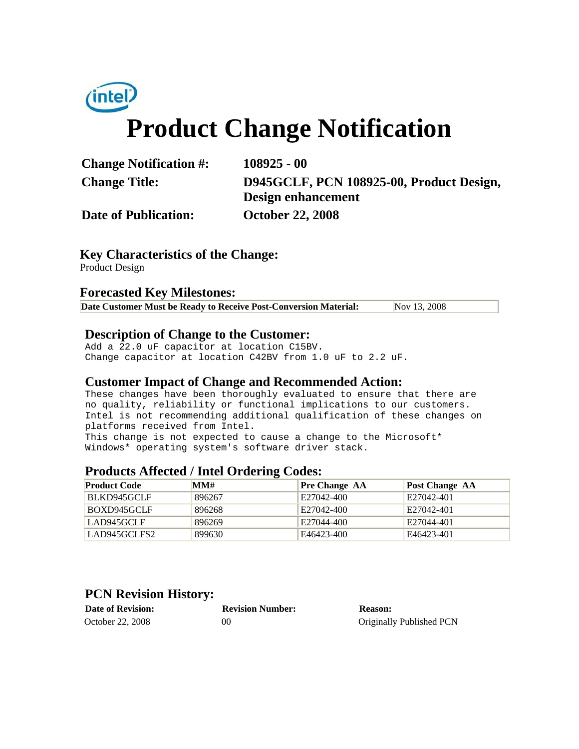intel

# Product Change Notification

| | |
|---|---|
| **Change Notification #:** | **108925 - 00** |
| **Change Title:** | **D945GCLF, PCN 108925-00, Product Design, Design enhancement** |
| **Date of Publication:** | **October 22, 2008** |

## Key Characteristics of the Change:

Product Design

## Forecasted Key Milestones:

| | |
|---|---|
| **Date Customer Must be Ready to Receive Post-Conversion Material:** | Nov 13, 2008 |

## Description of Change to the Customer:

```
Add a 22.0 uF capacitor at location C15BV.
Change capacitor at location C42BV from 1.0 uF to 2.2 uF.
```

## Customer Impact of Change and Recommended Action:

```
These changes have been thoroughly evaluated to ensure that there are
no quality, reliability or functional implications to our customers.
Intel is not recommending additional qualification of these changes on
platforms received from Intel.
This change is not expected to cause a change to the Microsoft*
Windows* operating system's software driver stack.
```

## Products Affected / Intel Ordering Codes:

| Product Code | MM# | Pre Change AA | Post Change AA |
|---|---|---|---|
| BLKD945GCLF | 896267 | E27042-400 | E27042-401 |
| BOXD945GCLF | 896268 | E27042-400 | E27042-401 |
| LAD945GCLF | 896269 | E27044-400 | E27044-401 |
| LAD945GCLFS2 | 899630 | E46423-400 | E46423-401 |

## PCN Revision History:

| Date of Revision: | Revision Number: | Reason: |
|---|---|---|
| October 22, 2008 | 00 | Originally Published PCN |